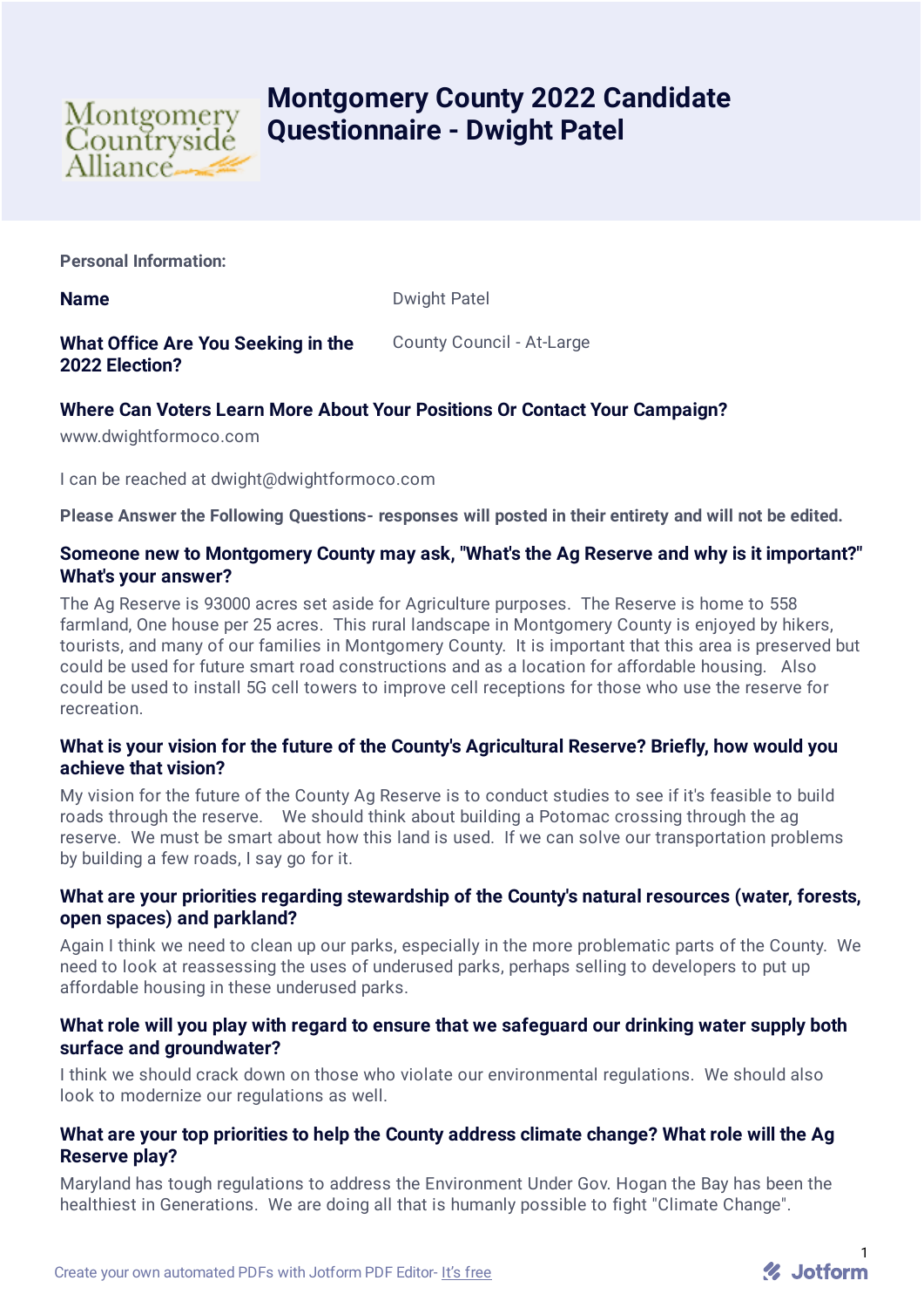# Montgomery County 2022 Candidate Questionnaire - Dwight Patel

**Personal Information:**

**Name** Dwight Patel

**What Office Are You Seeking in the 2022 Election?** County Council - At-Large

**Where Can Voters Learn More About Your Positions Or Contact Your Campaign?**

www.dwightformoco.com

I can be reached at dwight@dwightformoco.com

**Please Answer the Following Questions- responses will posted in their entirety and will not be edited.**

### Someone new to Montgomery County may ask, "What's the Ag Reserve and why is it important?" What's your answer?

The Ag Reserve is 93000 acres set aside for Agriculture purposes. The Reserve is home to 558 farmland, One house per 25 acres. This rural landscape in Montgomery County is enjoyed by hikers, tourists, and many of our families in Montgomery County. It is important that this area is preserved but could be used for future smart road constructions and as a location for affordable housing. Also could be used to install 5G cell towers to improve cell receptions for those who use the reserve for recreation.

### What is your vision for the future of the County's Agricultural Reserve? Briefly, how would you achieve that vision?

My vision for the future of the County Ag Reserve is to conduct studies to see if it's feasible to build roads through the reserve. We should think about building a Potomac crossing through the ag reserve. We must be smart about how this land is used. If we can solve our transportation problems by building a few roads, I say go for it.

### What are your priorities regarding stewardship of the County's natural resources (water, forests, open spaces) and parkland?

Again I think we need to clean up our parks, especially in the more problematic parts of the County. We need to look at reassessing the uses of underused parks, perhaps selling to developers to put up affordable housing in these underused parks.

### What role will you play with regard to ensure that we safeguard our drinking water supply both surface and groundwater?

I think we should crack down on those who violate our environmental regulations. We should also look to modernize our regulations as well.

### What are your top priorities to help the County address climate change? What role will the Ag Reserve play?

Maryland has tough regulations to address the Environment Under Gov. Hogan the Bay has been the healthiest in Generations. We are doing all that is humanly possible to fight "Climate Change".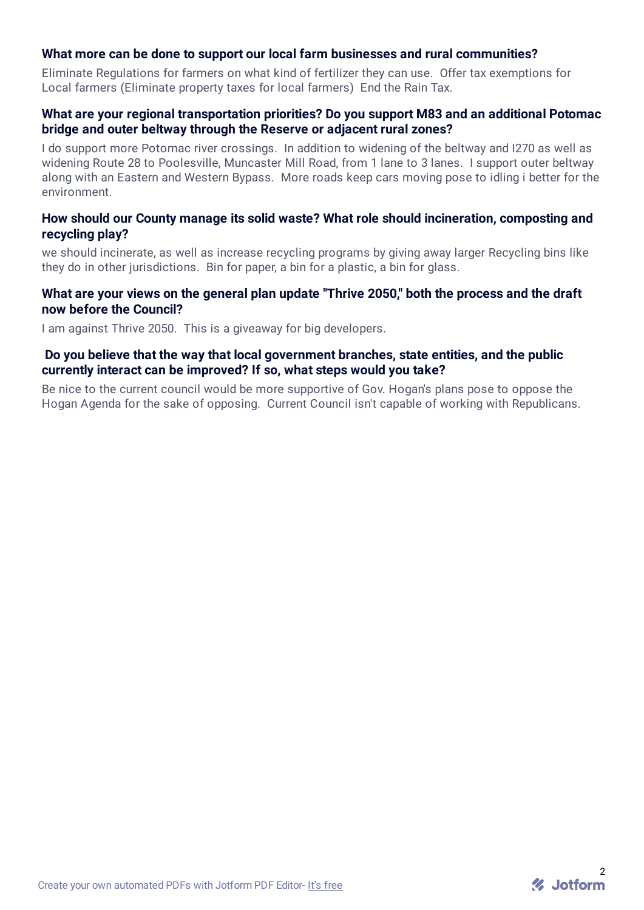**What more can be done to support our local farm businesses and rural communities?**

Eliminate Regulations for farmers on what kind of fertilizer they can use. Offer tax exemptions for Local farmers (Eliminate property taxes for local farmers) End the Rain Tax.

**What are your regional transportation priorities? Do you support M83 and an additional Potomac bridge and outer beltway through the Reserve or adjacent rural zones?**

I do support more Potomac river crossings. In addition to widening of the beltway and I270 as well as widening Route 28 to Poolesville, Muncaster Mill Road, from 1 lane to 3 lanes. I support outer beltway along with an Eastern and Western Bypass. More roads keep cars moving pose to idling i better for the environment.

**How should our County manage its solid waste? What role should incineration, composting and recycling play?**

we should incinerate, as well as increase recycling programs by giving away larger Recycling bins like they do in other jurisdictions. Bin for paper, a bin for a plastic, a bin for glass.

**What are your views on the general plan update "Thrive 2050," both the process and the draft now before the Council?**

I am against Thrive 2050. This is a giveaway for big developers.

**Do you believe that the way that local government branches, state entities, and the public currently interact can be improved? If so, what steps would you take?**

Be nice to the current council would be more supportive of Gov. Hogan's plans pose to oppose the Hogan Agenda for the sake of opposing. Current Council isn't capable of working with Republicans.